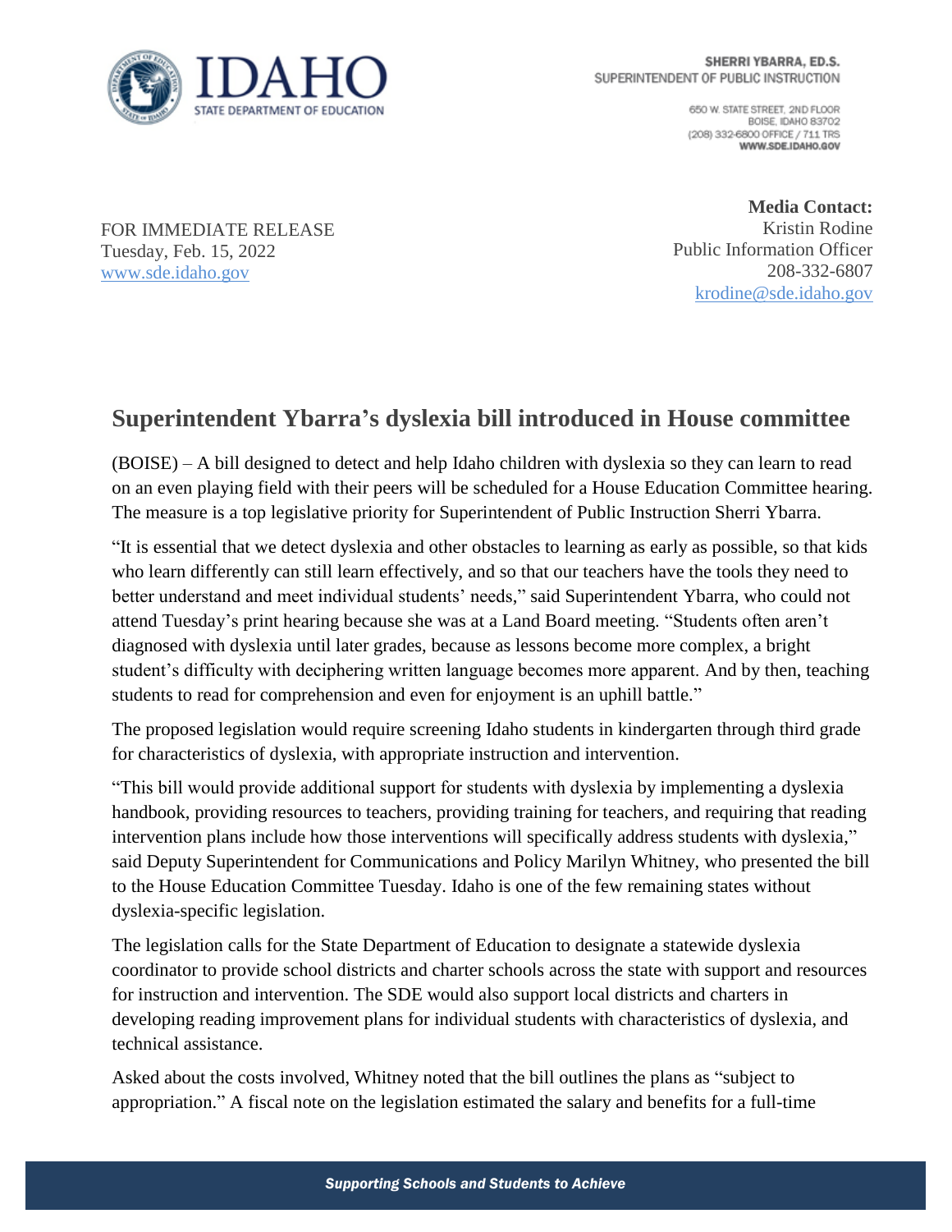SHERRI YBARRA, ED.S.
SUPERINTENDENT OF PUBLIC INSTRUCTION

650 W. STATE STREET, 2ND FLOOR
BOISE, IDAHO 83702
(208) 332-6800 OFFICE / 711 TRS
WWW.SDE.IDAHO.GOV

FOR IMMEDIATE RELEASE
Tuesday, Feb. 15, 2022
www.sde.idaho.gov

**Media Contact:**
Kristin Rodine
Public Information Officer
208-332-6807
krodine@sde.idaho.gov

## Superintendent Ybarra's dyslexia bill introduced in House committee

(BOISE) – A bill designed to detect and help Idaho children with dyslexia so they can learn to read on an even playing field with their peers will be scheduled for a House Education Committee hearing. The measure is a top legislative priority for Superintendent of Public Instruction Sherri Ybarra.

"It is essential that we detect dyslexia and other obstacles to learning as early as possible, so that kids who learn differently can still learn effectively, and so that our teachers have the tools they need to better understand and meet individual students' needs," said Superintendent Ybarra, who could not attend Tuesday's print hearing because she was at a Land Board meeting. "Students often aren't diagnosed with dyslexia until later grades, because as lessons become more complex, a bright student's difficulty with deciphering written language becomes more apparent. And by then, teaching students to read for comprehension and even for enjoyment is an uphill battle."

The proposed legislation would require screening Idaho students in kindergarten through third grade for characteristics of dyslexia, with appropriate instruction and intervention.

"This bill would provide additional support for students with dyslexia by implementing a dyslexia handbook, providing resources to teachers, providing training for teachers, and requiring that reading intervention plans include how those interventions will specifically address students with dyslexia," said Deputy Superintendent for Communications and Policy Marilyn Whitney, who presented the bill to the House Education Committee Tuesday. Idaho is one of the few remaining states without dyslexia-specific legislation.

The legislation calls for the State Department of Education to designate a statewide dyslexia coordinator to provide school districts and charter schools across the state with support and resources for instruction and intervention. The SDE would also support local districts and charters in developing reading improvement plans for individual students with characteristics of dyslexia, and technical assistance.

Asked about the costs involved, Whitney noted that the bill outlines the plans as "subject to appropriation." A fiscal note on the legislation estimated the salary and benefits for a full-time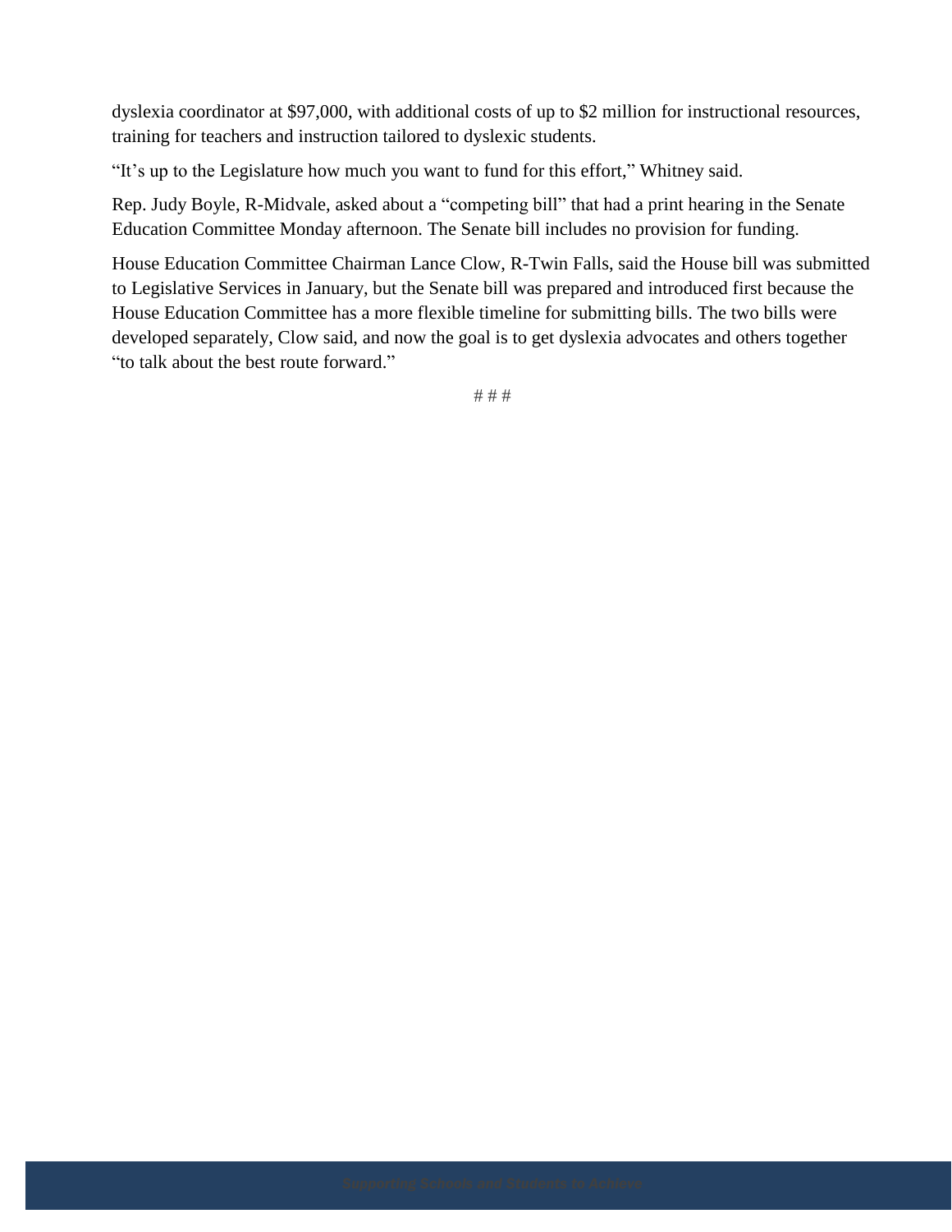dyslexia coordinator at $97,000, with additional costs of up to $2 million for instructional resources, training for teachers and instruction tailored to dyslexic students.

"It's up to the Legislature how much you want to fund for this effort," Whitney said.

Rep. Judy Boyle, R-Midvale, asked about a "competing bill" that had a print hearing in the Senate Education Committee Monday afternoon. The Senate bill includes no provision for funding.

House Education Committee Chairman Lance Clow, R-Twin Falls, said the House bill was submitted to Legislative Services in January, but the Senate bill was prepared and introduced first because the House Education Committee has a more flexible timeline for submitting bills. The two bills were developed separately, Clow said, and now the goal is to get dyslexia advocates and others together "to talk about the best route forward."

# # #